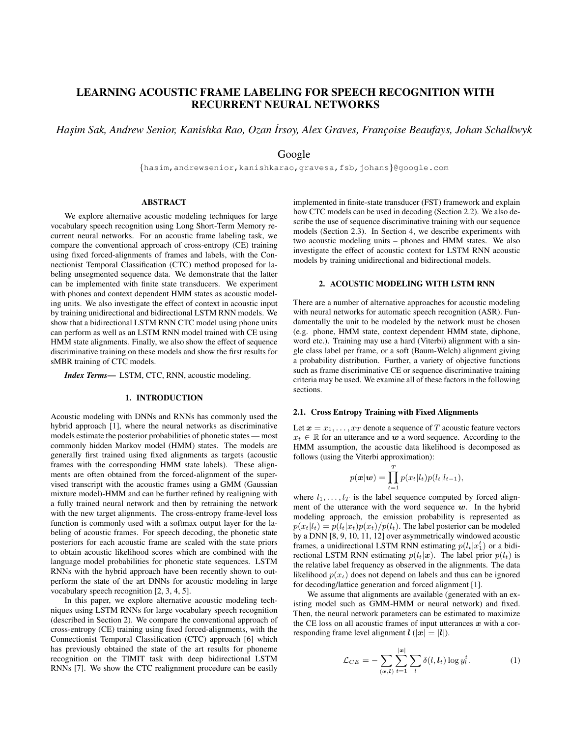# LEARNING ACOUSTIC FRAME LABELING FOR SPEECH RECOGNITION WITH RECURRENT NEURAL NETWORKS

*Haşim Sak, Andrew Senior, Kanishka Rao, Ozan İrsoy, Alex Graves, Françoise Beaufays, Johan Schalkwyk*

Google

{hasim,andrewsenior,kanishkarao,gravesa,fsb,johans}@google.com

## ABSTRACT

We explore alternative acoustic modeling techniques for large vocabulary speech recognition using Long Short-Term Memory recurrent neural networks. For an acoustic frame labeling task, we compare the conventional approach of cross-entropy (CE) training using fixed forced-alignments of frames and labels, with the Connectionist Temporal Classification (CTC) method proposed for labeling unsegmented sequence data. We demonstrate that the latter can be implemented with finite state transducers. We experiment with phones and context dependent HMM states as acoustic modeling units. We also investigate the effect of context in acoustic input by training unidirectional and bidirectional LSTM RNN models. We show that a bidirectional LSTM RNN CTC model using phone units can perform as well as an LSTM RNN model trained with CE using HMM state alignments. Finally, we also show the effect of sequence discriminative training on these models and show the first results for sMBR training of CTC models.

***Index Terms***— LSTM, CTC, RNN, acoustic modeling.

## 1. INTRODUCTION

Acoustic modeling with DNNs and RNNs has commonly used the hybrid approach [1], where the neural networks as discriminative models estimate the posterior probabilities of phonetic states — most commonly hidden Markov model (HMM) states. The models are generally first trained using fixed alignments as targets (acoustic frames with the corresponding HMM state labels). These alignments are often obtained from the forced-alignment of the supervised transcript with the acoustic frames using a GMM (Gaussian mixture model)-HMM and can be further refined by realigning with a fully trained neural network and then by retraining the network with the new target alignments. The cross-entropy frame-level loss function is commonly used with a softmax output layer for the labeling of acoustic frames. For speech decoding, the phonetic state posteriors for each acoustic frame are scaled with the state priors to obtain acoustic likelihood scores which are combined with the language model probabilities for phonetic state sequences. LSTM RNNs with the hybrid approach have been recently shown to outperform the state of the art DNNs for acoustic modeling in large vocabulary speech recognition [2, 3, 4, 5].

In this paper, we explore alternative acoustic modeling techniques using LSTM RNNs for large vocabulary speech recognition (described in Section 2). We compare the conventional approach of cross-entropy (CE) training using fixed forced-alignments, with the Connectionist Temporal Classification (CTC) approach [6] which has previously obtained the state of the art results for phoneme recognition on the TIMIT task with deep bidirectional LSTM RNNs [7]. We show the CTC realignment procedure can be easily implemented in finite-state transducer (FST) framework and explain how CTC models can be used in decoding (Section 2.2). We also describe the use of sequence discriminative training with our sequence models (Section 2.3). In Section 4, we describe experiments with two acoustic modeling units – phones and HMM states. We also investigate the effect of acoustic context for LSTM RNN acoustic models by training unidirectional and bidirectional models.

## 2. ACOUSTIC MODELING WITH LSTM RNN

There are a number of alternative approaches for acoustic modeling with neural networks for automatic speech recognition (ASR). Fundamentally the unit to be modeled by the network must be chosen (e.g. phone, HMM state, context dependent HMM state, diphone, word etc.). Training may use a hard (Viterbi) alignment with a single class label per frame, or a soft (Baum-Welch) alignment giving a probability distribution. Further, a variety of objective functions such as frame discriminative CE or sequence discriminative training criteria may be used. We examine all of these factors in the following sections.

### 2.1. Cross Entropy Training with Fixed Alignments

Let $\boldsymbol{x} = x_1, \ldots, x_T$ denote a sequence of $T$ acoustic feature vectors $x_t \in \mathbb{R}$ for an utterance and $\boldsymbol{w}$ a word sequence. According to the HMM assumption, the acoustic data likelihood is decomposed as follows (using the Viterbi approximation):

$$p(\boldsymbol{x}|\boldsymbol{w}) = \prod_{t=1}^{T} p(x_t|l_t)p(l_t|l_{t-1}),$$

where $l_1, \ldots, l_T$ is the label sequence computed by forced alignment of the utterance with the word sequence $\boldsymbol{w}$. In the hybrid modeling approach, the emission probability is represented as $p(x_t|l_t) = p(l_t|x_t)p(x_t)/p(l_t)$. The label posterior can be modeled by a DNN [8, 9, 10, 11, 12] over asymmetrically windowed acoustic frames, a unidirectional LSTM RNN estimating $p(l_t|x_1^t)$ or a bidirectional LSTM RNN estimating $p(l_t|\boldsymbol{x})$. The label prior $p(l_t)$ is the relative label frequency as observed in the alignments. The data likelihood $p(x_t)$ does not depend on labels and thus can be ignored for decoding/lattice generation and forced alignment [1].

We assume that alignments are available (generated with an existing model such as GMM-HMM or neural network) and fixed. Then, the neural network parameters can be estimated to maximize the CE loss on all acoustic frames of input utterances $\boldsymbol{x}$ with a corresponding frame level alignment $\boldsymbol{l}$ ($|\boldsymbol{x}| = |\boldsymbol{l}|$).

$$\mathcal{L}_{CE} = -\sum_{(\boldsymbol{x},\boldsymbol{l})} \sum_{t=1}^{|\boldsymbol{x}|} \sum_{l} \delta(l, \boldsymbol{l}_t) \log y_l^t. \quad (1)$$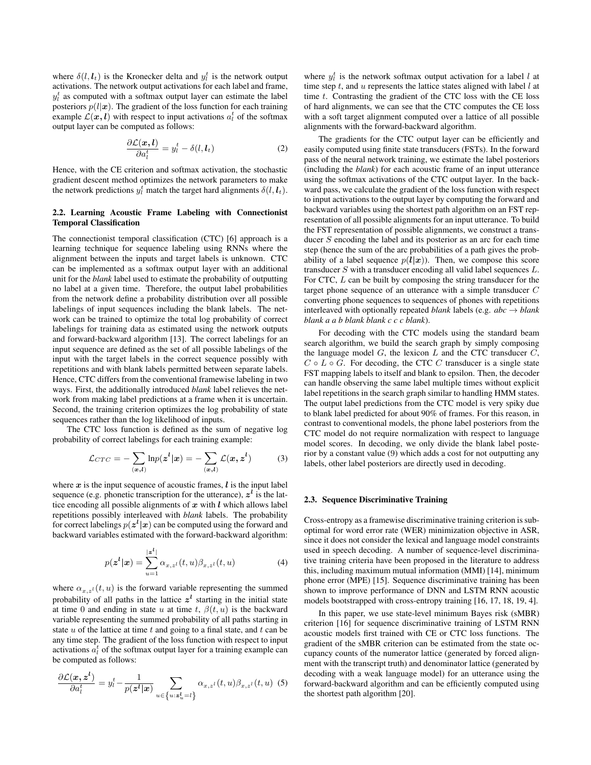where $\delta(l, \boldsymbol{l}_t)$ is the Kronecker delta and $y_l^t$ is the network output activations. The network output activations for each label and frame, $y_l^t$ as computed with a softmax output layer can estimate the label posteriors $p(l|\boldsymbol{x})$. The gradient of the loss function for each training example $\mathcal{L}(\boldsymbol{x}, \boldsymbol{l})$ with respect to input activations $a_l^t$ of the softmax output layer can be computed as follows:

$$\frac{\partial \mathcal{L}(\boldsymbol{x}, \boldsymbol{l})}{\partial a_l^t} = y_l^t - \delta(l, \boldsymbol{l}_t) \tag{2}$$

Hence, with the CE criterion and softmax activation, the stochastic gradient descent method optimizes the network parameters to make the network predictions $y_l^t$ match the target hard alignments $\delta(l, \boldsymbol{l}_t)$.

### 2.2. Learning Acoustic Frame Labeling with Connectionist Temporal Classification

The connectionist temporal classification (CTC) [6] approach is a learning technique for sequence labeling using RNNs where the alignment between the inputs and target labels is unknown. CTC can be implemented as a softmax output layer with an additional unit for the *blank* label used to estimate the probability of outputting no label at a given time. Therefore, the output label probabilities from the network define a probability distribution over all possible labelings of input sequences including the blank labels. The network can be trained to optimize the total log probability of correct labelings for training data as estimated using the network outputs and forward-backward algorithm [13]. The correct labelings for an input sequence are defined as the set of all possible labelings of the input with the target labels in the correct sequence possibly with repetitions and with blank labels permitted between separate labels. Hence, CTC differs from the conventional framewise labeling in two ways. First, the additionally introduced *blank* label relieves the network from making label predictions at a frame when it is uncertain. Second, the training criterion optimizes the log probability of state sequences rather than the log likelihood of inputs.

The CTC loss function is defined as the sum of negative log probability of correct labelings for each training example:

$$\mathcal{L}_{CTC} = -\sum_{(\boldsymbol{x},\boldsymbol{l})} \ln p(\boldsymbol{z^l}|\boldsymbol{x}) = -\sum_{(\boldsymbol{x},\boldsymbol{l})} \mathcal{L}(\boldsymbol{x}, \boldsymbol{z^l}) \tag{3}$$

where $\boldsymbol{x}$ is the input sequence of acoustic frames, $\boldsymbol{l}$ is the input label sequence (e.g. phonetic transcription for the utterance), $\boldsymbol{z^l}$ is the lattice encoding all possible alignments of $\boldsymbol{x}$ with $\boldsymbol{l}$ which allows label repetitions possibly interleaved with *blank* labels. The probability for correct labelings $p(\boldsymbol{z^l}|\boldsymbol{x})$ can be computed using the forward and backward variables estimated with the forward-backward algorithm:

$$p(\boldsymbol{z^l}|\boldsymbol{x}) = \sum_{u=1}^{|\boldsymbol{z^l}|} \alpha_{x,z^l}(t,u)\beta_{x,z^l}(t,u) \tag{4}$$

where $\alpha_{x,z^l}(t,u)$ is the forward variable representing the summed probability of all paths in the lattice $\boldsymbol{z^l}$ starting in the initial state at time 0 and ending in state $u$ at time $t$, $\beta(t,u)$ is the backward variable representing the summed probability of all paths starting in state $u$ of the lattice at time $t$ and going to a final state, and $t$ can be any time step. The gradient of the loss function with respect to input activations $a_l^t$ of the softmax output layer for a training example can be computed as follows:

$$\frac{\partial \mathcal{L}(\boldsymbol{x}, \boldsymbol{z^l})}{\partial a_l^t} = y_l^t - \frac{1}{p(\boldsymbol{z^l}|\boldsymbol{x})} \sum_{u \in \{u : \boldsymbol{z^l_u} = l\}} \alpha_{x,z^l}(t,u)\beta_{x,z^l}(t,u) \tag{5}$$

where $y_l^t$ is the network softmax output activation for a label $l$ at time step $t$, and $u$ represents the lattice states aligned with label $l$ at time $t$. Contrasting the gradient of the CTC loss with the CE loss of hard alignments, we can see that the CTC computes the CE loss with a soft target alignment computed over a lattice of all possible alignments with the forward-backward algorithm.

The gradients for the CTC output layer can be efficiently and easily computed using finite state transducers (FSTs). In the forward pass of the neural network training, we estimate the label posteriors (including the *blank*) for each acoustic frame of an input utterance using the softmax activations of the CTC output layer. In the backward pass, we calculate the gradient of the loss function with respect to input activations to the output layer by computing the forward and backward variables using the shortest path algorithm on an FST representation of all possible alignments for an input utterance. To build the FST representation of possible alignments, we construct a transducer $S$ encoding the label and its posterior as an arc for each time step (hence the sum of the arc probabilities of a path gives the probability of a label sequence $p(\boldsymbol{l}|\boldsymbol{x})$). Then, we compose this score transducer $S$ with a transducer encoding all valid label sequences $L$. For CTC, $L$ can be built by composing the string transducer for the target phone sequence of an utterance with a simple transducer $C$ converting phone sequences to sequences of phones with repetitions interleaved with optionally repeated *blank* labels (e.g. *abc* → *blank blank a a b blank blank c c blank*).

For decoding with the CTC models using the standard beam search algorithm, we build the search graph by simply composing the language model $G$, the lexicon $L$ and the CTC transducer $C$, $C \circ L \circ G$. For decoding, the CTC $C$ transducer is a single state FST mapping labels to itself and blank to epsilon. Then, the decoder can handle observing the same label multiple times without explicit label repetitions in the search graph similar to handling HMM states. The output label predictions from the CTC model is very spiky due to blank label predicted for about 90% of frames. For this reason, in contrast to conventional models, the phone label posteriors from the CTC model do not require normalization with respect to language model scores. In decoding, we only divide the blank label posterior by a constant value (9) which adds a cost for not outputting any labels, other label posteriors are directly used in decoding.

### 2.3. Sequence Discriminative Training

Cross-entropy as a framewise discriminative training criterion is suboptimal for word error rate (WER) minimization objective in ASR, since it does not consider the lexical and language model constraints used in speech decoding. A number of sequence-level discriminative training criteria have been proposed in the literature to address this, including maximum mutual information (MMI) [14], minimum phone error (MPE) [15]. Sequence discriminative training has been shown to improve performance of DNN and LSTM RNN acoustic models bootstrapped with cross-entropy training [16, 17, 18, 19, 4].

In this paper, we use state-level minimum Bayes risk (sMBR) criterion [16] for sequence discriminative training of LSTM RNN acoustic models first trained with CE or CTC loss functions. The gradient of the sMBR criterion can be estimated from the state occupancy counts of the numerator lattice (generated by forced alignment with the transcript truth) and denominator lattice (generated by decoding with a weak language model) for an utterance using the forward-backward algorithm and can be efficiently computed using the shortest path algorithm [20].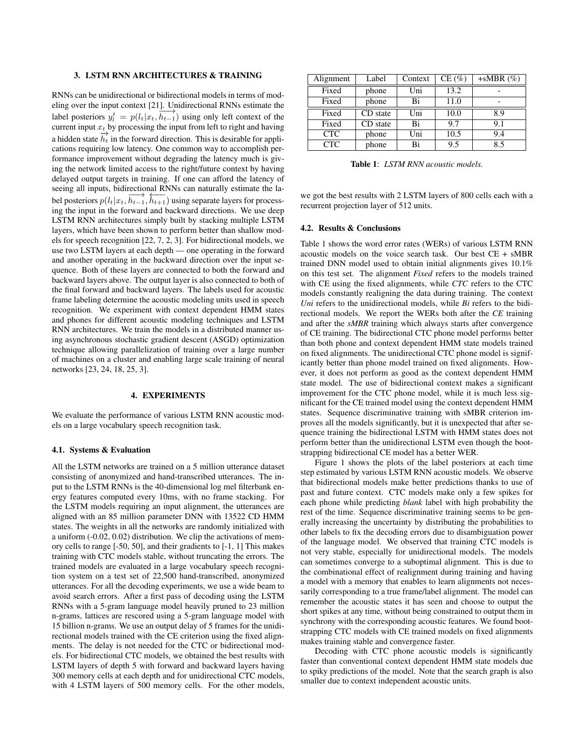### 3. LSTM RNN ARCHITECTURES & TRAINING

RNNs can be unidirectional or bidirectional models in terms of modeling over the input context [21]. Unidirectional RNNs estimate the label posteriors $y_l^t = p(l_t|x_t, \overrightarrow{h_{t-1}})$ using only left context of the current input $x_t$ by processing the input from left to right and having a hidden state $\overrightarrow{h_t}$ in the forward direction. This is desirable for applications requiring low latency. One common way to accomplish performance improvement without degrading the latency much is giving the network limited access to the right/future context by having delayed output targets in training. If one can afford the latency of seeing all inputs, bidirectional RNNs can naturally estimate the label posteriors $p(l_t|x_t, \overrightarrow{h_{t-1}}, \overleftarrow{h_{t+1}})$ using separate layers for processing the input in the forward and backward directions. We use deep LSTM RNN architectures simply built by stacking multiple LSTM layers, which have been shown to perform better than shallow models for speech recognition [22, 7, 2, 3]. For bidirectional models, we use two LSTM layers at each depth — one operating in the forward and another operating in the backward direction over the input sequence. Both of these layers are connected to both the forward and backward layers above. The output layer is also connected to both of the final forward and backward layers. The labels used for acoustic frame labeling determine the acoustic modeling units used in speech recognition. We experiment with context dependent HMM states and phones for different acoustic modeling techniques and LSTM RNN architectures. We train the models in a distributed manner using asynchronous stochastic gradient descent (ASGD) optimization technique allowing parallelization of training over a large number of machines on a cluster and enabling large scale training of neural networks [23, 24, 18, 25, 3].

### 4. EXPERIMENTS

We evaluate the performance of various LSTM RNN acoustic models on a large vocabulary speech recognition task.

#### 4.1. Systems & Evaluation

All the LSTM networks are trained on a 5 million utterance dataset consisting of anonymized and hand-transcribed utterances. The input to the LSTM RNNs is the 40-dimensional log mel filterbank energy features computed every 10ms, with no frame stacking. For the LSTM models requiring an input alignment, the utterances are aligned with an 85 million parameter DNN with 13522 CD HMM states. The weights in all the networks are randomly initialized with a uniform (-0.02, 0.02) distribution. We clip the activations of memory cells to range [-50, 50], and their gradients to [-1, 1] This makes training with CTC models stable, without truncating the errors. The trained models are evaluated in a large vocabulary speech recognition system on a test set of 22,500 hand-transcribed, anonymized utterances. For all the decoding experiments, we use a wide beam to avoid search errors. After a first pass of decoding using the LSTM RNNs with a 5-gram language model heavily pruned to 23 million n-grams, lattices are rescored using a 5-gram language model with 15 billion n-grams. We use an output delay of 5 frames for the unidirectional models trained with the CE criterion using the fixed alignments. The delay is not needed for the CTC or bidirectional models. For bidirectional CTC models, we obtained the best results with LSTM layers of depth 5 with forward and backward layers having 300 memory cells at each depth and for unidirectional CTC models, with 4 LSTM layers of 500 memory cells. For the other models, we got the best results with 2 LSTM layers of 800 cells each with a recurrent projection layer of 512 units.

| Alignment | Label | Context | CE (%) | +sMBR (%) |
|---|---|---|---|---|
| Fixed | phone | Uni | 13.2 | - |
| Fixed | phone | Bi | 11.0 | - |
| Fixed | CD state | Uni | 10.0 | 8.9 |
| Fixed | CD state | Bi | 9.7 | 9.1 |
| CTC | phone | Uni | 10.5 | 9.4 |
| CTC | phone | Bi | 9.5 | 8.5 |

**Table 1**: *LSTM RNN acoustic models.*

#### 4.2. Results & Conclusions

Table 1 shows the word error rates (WERs) of various LSTM RNN acoustic models on the voice search task. Our best CE + sMBR trained DNN model used to obtain initial alignments gives 10.1% on this test set. The alignment *Fixed* refers to the models trained with CE using the fixed alignments, while *CTC* refers to the CTC models constantly realigning the data during training. The context *Uni* refers to the unidirectional models, while *Bi* refers to the bidirectional models. We report the WERs both after the *CE* training and after the *sMBR* training which always starts after convergence of CE training. The bidirectional CTC phone model performs better than both phone and context dependent HMM state models trained on fixed alignments. The unidirectional CTC phone model is significantly better than phone model trained on fixed alignments. However, it does not perform as good as the context dependent HMM state model. The use of bidirectional context makes a significant improvement for the CTC phone model, while it is much less significant for the CE trained model using the context dependent HMM states. Sequence discriminative training with sMBR criterion improves all the models significantly, but it is unexpected that after sequence training the bidirectional LSTM with HMM states does not perform better than the unidirectional LSTM even though the bootstrapping bidirectional CE model has a better WER.

Figure 1 shows the plots of the label posteriors at each time step estimated by various LSTM RNN acoustic models. We observe that bidirectional models make better predictions thanks to use of past and future context. CTC models make only a few spikes for each phone while predicting *blank* label with high probability the rest of the time. Sequence discriminative training seems to be generally increasing the uncertainty by distributing the probabilities to other labels to fix the decoding errors due to disambiguation power of the language model. We observed that training CTC models is not very stable, especially for unidirectional models. The models can sometimes converge to a suboptimal alignment. This is due to the combinational effect of realignment during training and having a model with a memory that enables to learn alignments not necessarily corresponding to a true frame/label alignment. The model can remember the acoustic states it has seen and choose to output the short spikes at any time, without being constrained to output them in synchrony with the corresponding acoustic features. We found bootstrapping CTC models with CE trained models on fixed alignments makes training stable and convergence faster.

Decoding with CTC phone acoustic models is significantly faster than conventional context dependent HMM state models due to spiky predictions of the model. Note that the search graph is also smaller due to context independent acoustic units.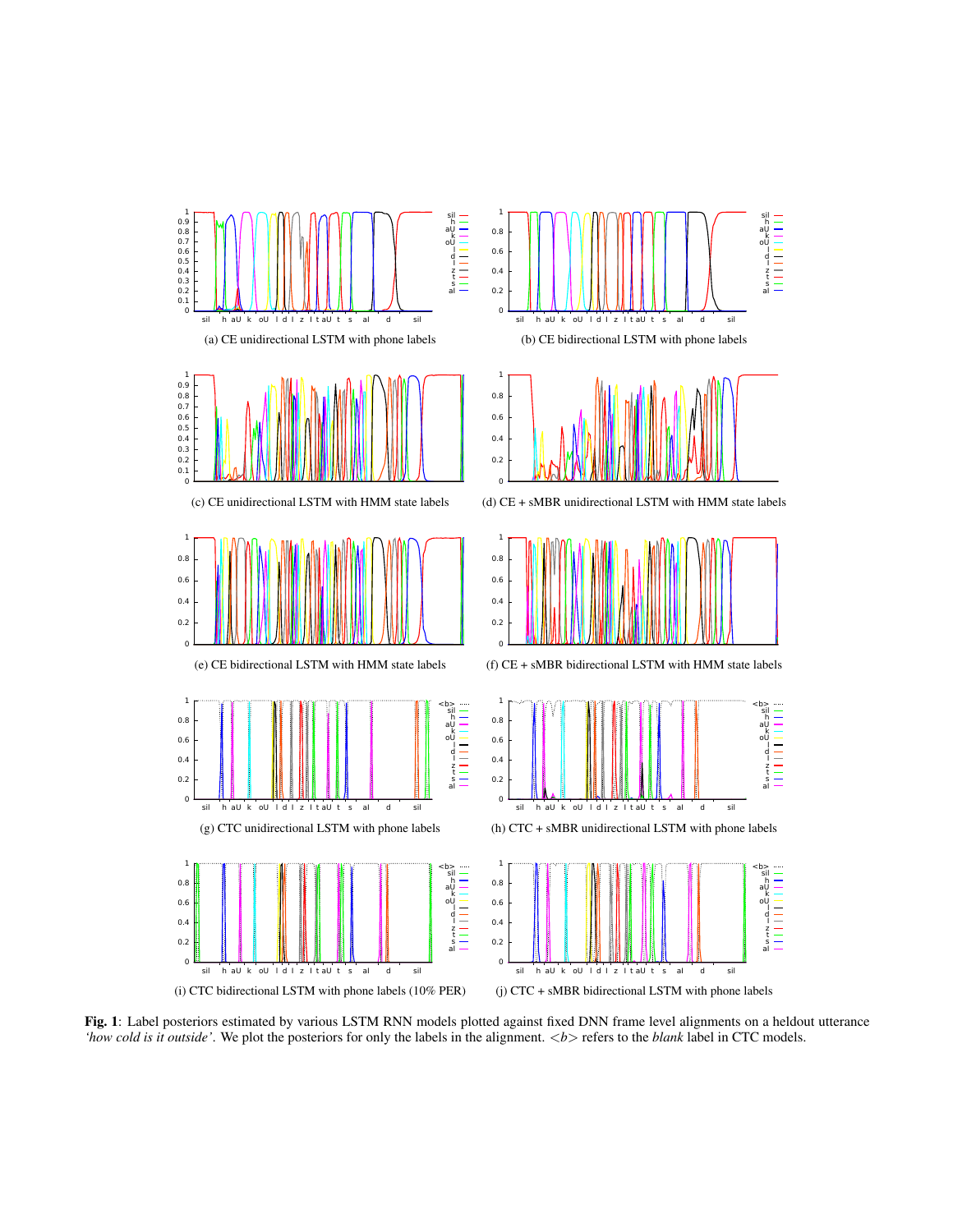(a) CE unidirectional LSTM with phone labels

(b) CE bidirectional LSTM with phone labels

(c) CE unidirectional LSTM with HMM state labels

(d) CE + sMBR unidirectional LSTM with HMM state labels

(e) CE bidirectional LSTM with HMM state labels

(f) CE + sMBR bidirectional LSTM with HMM state labels

(g) CTC unidirectional LSTM with phone labels

(h) CTC + sMBR unidirectional LSTM with phone labels

(i) CTC bidirectional LSTM with phone labels (10% PER)

(j) CTC + sMBR bidirectional LSTM with phone labels

**Fig. 1**: Label posteriors estimated by various LSTM RNN models plotted against fixed DNN frame level alignments on a heldout utterance *'how cold is it outside'*. We plot the posteriors for only the labels in the alignment. *<b>* refers to the *blank* label in CTC models.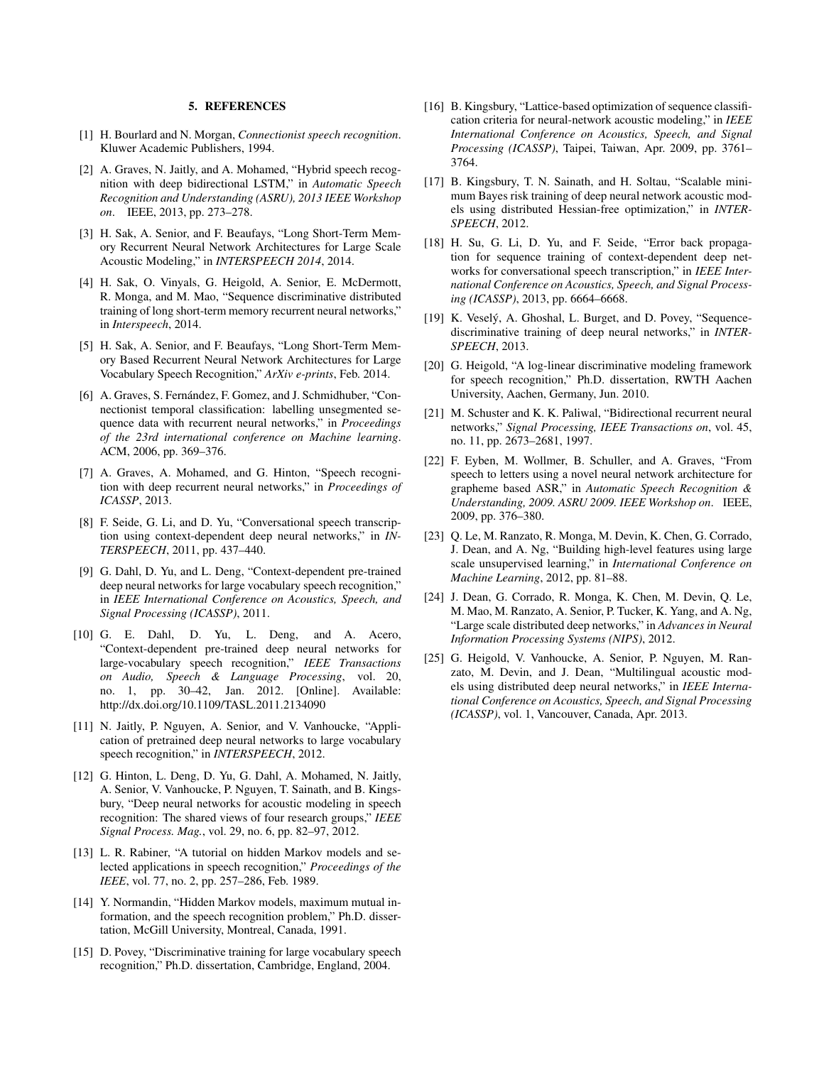## 5. REFERENCES

[1] H. Bourlard and N. Morgan, *Connectionist speech recognition*. Kluwer Academic Publishers, 1994.

[2] A. Graves, N. Jaitly, and A. Mohamed, "Hybrid speech recognition with deep bidirectional LSTM," in *Automatic Speech Recognition and Understanding (ASRU), 2013 IEEE Workshop on*. IEEE, 2013, pp. 273–278.

[3] H. Sak, A. Senior, and F. Beaufays, "Long Short-Term Memory Recurrent Neural Network Architectures for Large Scale Acoustic Modeling," in *INTERSPEECH 2014*, 2014.

[4] H. Sak, O. Vinyals, G. Heigold, A. Senior, E. McDermott, R. Monga, and M. Mao, "Sequence discriminative distributed training of long short-term memory recurrent neural networks," in *Interspeech*, 2014.

[5] H. Sak, A. Senior, and F. Beaufays, "Long Short-Term Memory Based Recurrent Neural Network Architectures for Large Vocabulary Speech Recognition," *ArXiv e-prints*, Feb. 2014.

[6] A. Graves, S. Fernández, F. Gomez, and J. Schmidhuber, "Connectionist temporal classification: labelling unsegmented sequence data with recurrent neural networks," in *Proceedings of the 23rd international conference on Machine learning*. ACM, 2006, pp. 369–376.

[7] A. Graves, A. Mohamed, and G. Hinton, "Speech recognition with deep recurrent neural networks," in *Proceedings of ICASSP*, 2013.

[8] F. Seide, G. Li, and D. Yu, "Conversational speech transcription using context-dependent deep neural networks," in *INTERSPEECH*, 2011, pp. 437–440.

[9] G. Dahl, D. Yu, and L. Deng, "Context-dependent pre-trained deep neural networks for large vocabulary speech recognition," in *IEEE International Conference on Acoustics, Speech, and Signal Processing (ICASSP)*, 2011.

[10] G. E. Dahl, D. Yu, L. Deng, and A. Acero, "Context-dependent pre-trained deep neural networks for large-vocabulary speech recognition," *IEEE Transactions on Audio, Speech & Language Processing*, vol. 20, no. 1, pp. 30–42, Jan. 2012. [Online]. Available: http://dx.doi.org/10.1109/TASL.2011.2134090

[11] N. Jaitly, P. Nguyen, A. Senior, and V. Vanhoucke, "Application of pretrained deep neural networks to large vocabulary speech recognition," in *INTERSPEECH*, 2012.

[12] G. Hinton, L. Deng, D. Yu, G. Dahl, A. Mohamed, N. Jaitly, A. Senior, V. Vanhoucke, P. Nguyen, T. Sainath, and B. Kingsbury, "Deep neural networks for acoustic modeling in speech recognition: The shared views of four research groups," *IEEE Signal Process. Mag.*, vol. 29, no. 6, pp. 82–97, 2012.

[13] L. R. Rabiner, "A tutorial on hidden Markov models and selected applications in speech recognition," *Proceedings of the IEEE*, vol. 77, no. 2, pp. 257–286, Feb. 1989.

[14] Y. Normandin, "Hidden Markov models, maximum mutual information, and the speech recognition problem," Ph.D. dissertation, McGill University, Montreal, Canada, 1991.

[15] D. Povey, "Discriminative training for large vocabulary speech recognition," Ph.D. dissertation, Cambridge, England, 2004.

[16] B. Kingsbury, "Lattice-based optimization of sequence classification criteria for neural-network acoustic modeling," in *IEEE International Conference on Acoustics, Speech, and Signal Processing (ICASSP)*, Taipei, Taiwan, Apr. 2009, pp. 3761–3764.

[17] B. Kingsbury, T. N. Sainath, and H. Soltau, "Scalable minimum Bayes risk training of deep neural network acoustic models using distributed Hessian-free optimization," in *INTERSPEECH*, 2012.

[18] H. Su, G. Li, D. Yu, and F. Seide, "Error back propagation for sequence training of context-dependent deep networks for conversational speech transcription," in *IEEE International Conference on Acoustics, Speech, and Signal Processing (ICASSP)*, 2013, pp. 6664–6668.

[19] K. Veselý, A. Ghoshal, L. Burget, and D. Povey, "Sequence-discriminative training of deep neural networks," in *INTERSPEECH*, 2013.

[20] G. Heigold, "A log-linear discriminative modeling framework for speech recognition," Ph.D. dissertation, RWTH Aachen University, Aachen, Germany, Jun. 2010.

[21] M. Schuster and K. K. Paliwal, "Bidirectional recurrent neural networks," *Signal Processing, IEEE Transactions on*, vol. 45, no. 11, pp. 2673–2681, 1997.

[22] F. Eyben, M. Wollmer, B. Schuller, and A. Graves, "From speech to letters using a novel neural network architecture for grapheme based ASR," in *Automatic Speech Recognition & Understanding, 2009. ASRU 2009. IEEE Workshop on*. IEEE, 2009, pp. 376–380.

[23] Q. Le, M. Ranzato, R. Monga, M. Devin, K. Chen, G. Corrado, J. Dean, and A. Ng, "Building high-level features using large scale unsupervised learning," in *International Conference on Machine Learning*, 2012, pp. 81–88.

[24] J. Dean, G. Corrado, R. Monga, K. Chen, M. Devin, Q. Le, M. Mao, M. Ranzato, A. Senior, P. Tucker, K. Yang, and A. Ng, "Large scale distributed deep networks," in *Advances in Neural Information Processing Systems (NIPS)*, 2012.

[25] G. Heigold, V. Vanhoucke, A. Senior, P. Nguyen, M. Ranzato, M. Devin, and J. Dean, "Multilingual acoustic models using distributed deep neural networks," in *IEEE International Conference on Acoustics, Speech, and Signal Processing (ICASSP)*, vol. 1, Vancouver, Canada, Apr. 2013.